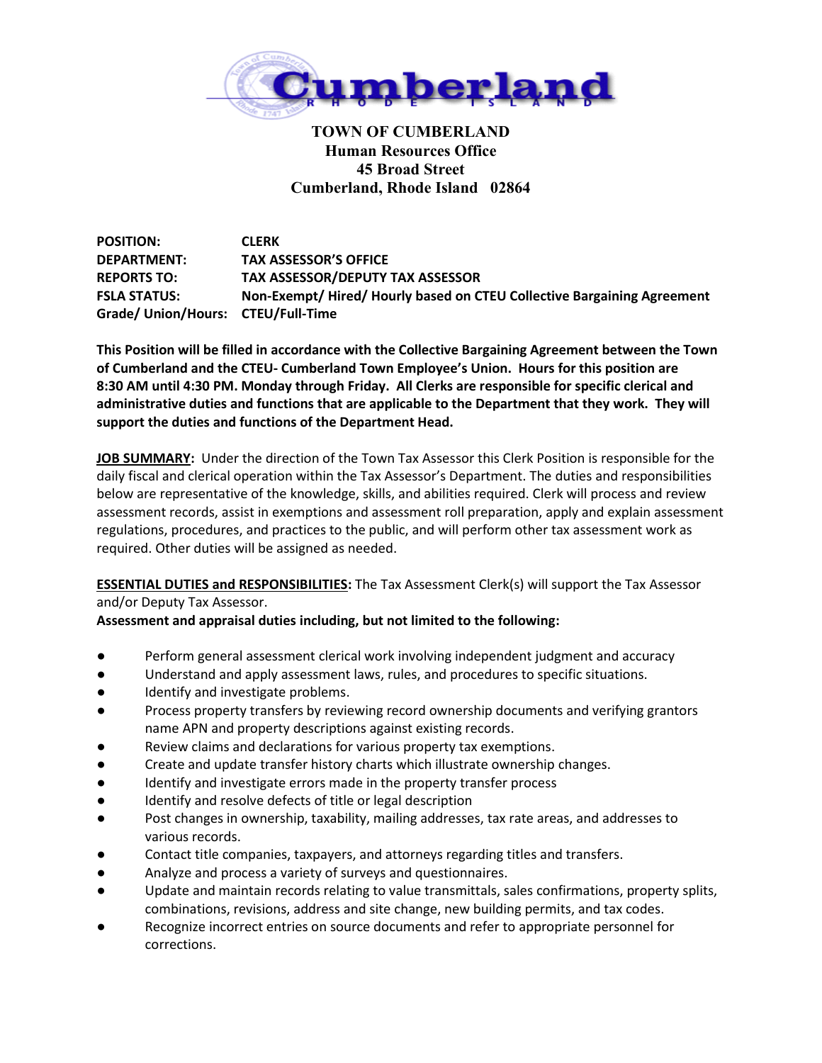# TOWN OF CUMBERLAND
## Human Resources Office
## 45 Broad Street
## Cumberland, Rhode Island 02864

**POSITION:** **CLERK**
**DEPARTMENT:** **TAX ASSESSOR'S OFFICE**
**REPORTS TO:** **TAX ASSESSOR/DEPUTY TAX ASSESSOR**
**FSLA STATUS:** **Non-Exempt/ Hired/ Hourly based on CTEU Collective Bargaining Agreement**
**Grade/ Union/Hours:** **CTEU/Full-Time**

**This Position will be filled in accordance with the Collective Bargaining Agreement between the Town of Cumberland and the CTEU- Cumberland Town Employee's Union. Hours for this position are 8:30 AM until 4:30 PM. Monday through Friday. All Clerks are responsible for specific clerical and administrative duties and functions that are applicable to the Department that they work. They will support the duties and functions of the Department Head.**

**JOB SUMMARY:** Under the direction of the Town Tax Assessor this Clerk Position is responsible for the daily fiscal and clerical operation within the Tax Assessor's Department. The duties and responsibilities below are representative of the knowledge, skills, and abilities required. Clerk will process and review assessment records, assist in exemptions and assessment roll preparation, apply and explain assessment regulations, procedures, and practices to the public, and will perform other tax assessment work as required. Other duties will be assigned as needed.

**ESSENTIAL DUTIES and RESPONSIBILITIES:** The Tax Assessment Clerk(s) will support the Tax Assessor and/or Deputy Tax Assessor.

**Assessment and appraisal duties including, but not limited to the following:**

- Perform general assessment clerical work involving independent judgment and accuracy
- Understand and apply assessment laws, rules, and procedures to specific situations.
- Identify and investigate problems.
- Process property transfers by reviewing record ownership documents and verifying grantors name APN and property descriptions against existing records.
- Review claims and declarations for various property tax exemptions.
- Create and update transfer history charts which illustrate ownership changes.
- Identify and investigate errors made in the property transfer process
- Identify and resolve defects of title or legal description
- Post changes in ownership, taxability, mailing addresses, tax rate areas, and addresses to various records.
- Contact title companies, taxpayers, and attorneys regarding titles and transfers.
- Analyze and process a variety of surveys and questionnaires.
- Update and maintain records relating to value transmittals, sales confirmations, property splits, combinations, revisions, address and site change, new building permits, and tax codes.
- Recognize incorrect entries on source documents and refer to appropriate personnel for corrections.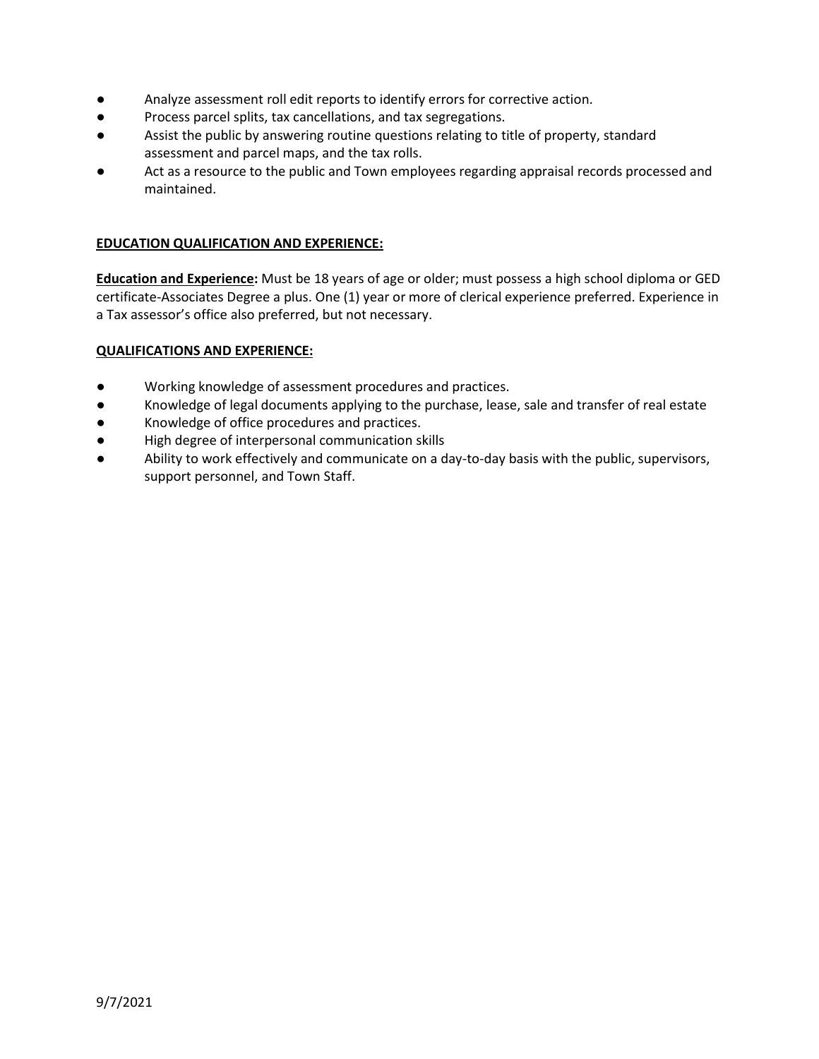- Analyze assessment roll edit reports to identify errors for corrective action.
- Process parcel splits, tax cancellations, and tax segregations.
- Assist the public by answering routine questions relating to title of property, standard assessment and parcel maps, and the tax rolls.
- Act as a resource to the public and Town employees regarding appraisal records processed and maintained.

**EDUCATION QUALIFICATION AND EXPERIENCE:**

**Education and Experience:** Must be 18 years of age or older; must possess a high school diploma or GED certificate-Associates Degree a plus. One (1) year or more of clerical experience preferred. Experience in a Tax assessor's office also preferred, but not necessary.

**QUALIFICATIONS AND EXPERIENCE:**

- Working knowledge of assessment procedures and practices.
- Knowledge of legal documents applying to the purchase, lease, sale and transfer of real estate
- Knowledge of office procedures and practices.
- High degree of interpersonal communication skills
- Ability to work effectively and communicate on a day-to-day basis with the public, supervisors, support personnel, and Town Staff.

9/7/2021